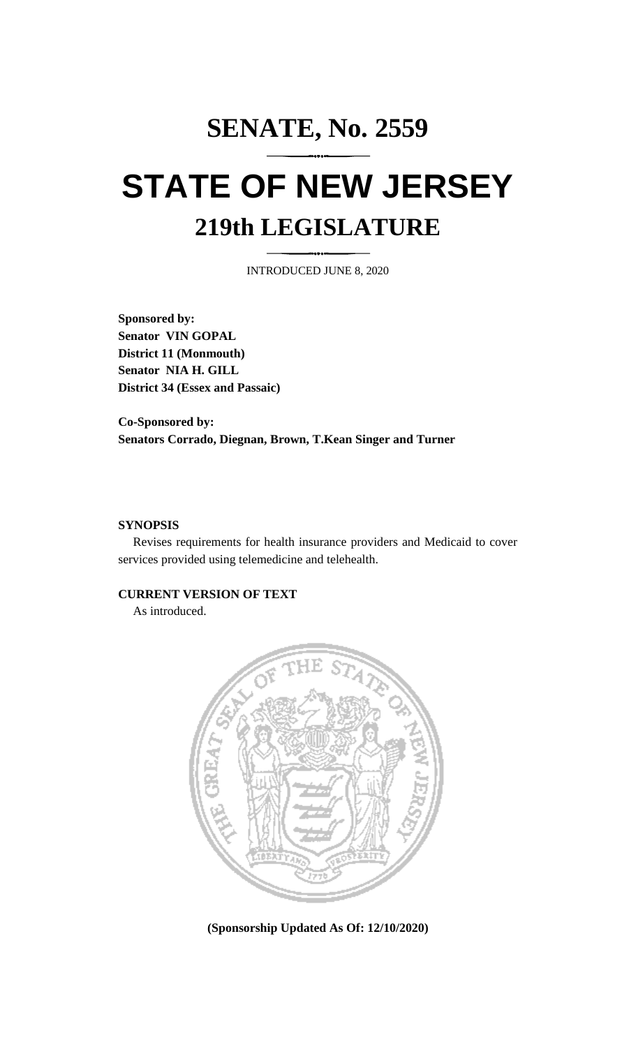# SENATE, No. 2559

# STATE OF NEW JERSEY

## 219th LEGISLATURE

INTRODUCED JUNE 8, 2020

**Sponsored by:**
**Senator VIN GOPAL**
**District 11 (Monmouth)**
**Senator NIA H. GILL**
**District 34 (Essex and Passaic)**

**Co-Sponsored by:**
**Senators Corrado, Diegnan, Brown, T.Kean Singer and Turner**

**SYNOPSIS**

Revises requirements for health insurance providers and Medicaid to cover services provided using telemedicine and telehealth.

**CURRENT VERSION OF TEXT**

As introduced.

**(Sponsorship Updated As Of: 12/10/2020)**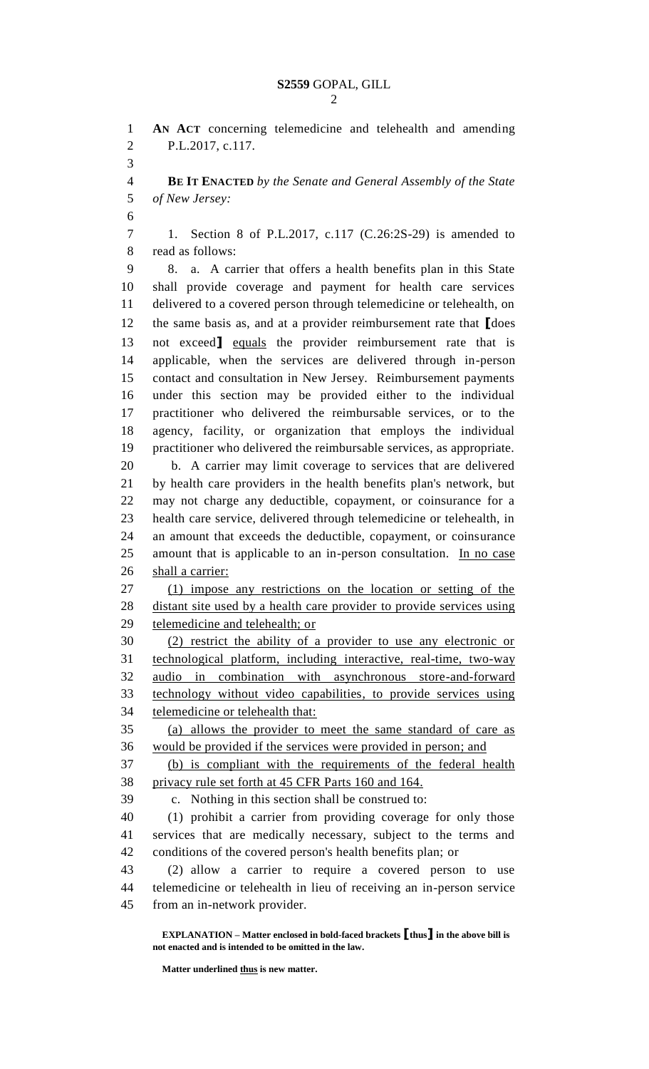**AN ACT** concerning telemedicine and telehealth and amending P.L.2017, c.117.

**BE IT ENACTED** *by the Senate and General Assembly of the State of New Jersey:*

1. Section 8 of P.L.2017, c.117 (C.26:2S-29) is amended to read as follows:

8. a. A carrier that offers a health benefits plan in this State shall provide coverage and payment for health care services delivered to a covered person through telemedicine or telehealth, on the same basis as, and at a provider reimbursement rate that **[**does not exceed**]** <u>equals</u> the provider reimbursement rate that is applicable, when the services are delivered through in-person contact and consultation in New Jersey. Reimbursement payments under this section may be provided either to the individual practitioner who delivered the reimbursable services, or to the agency, facility, or organization that employs the individual practitioner who delivered the reimbursable services, as appropriate.

b. A carrier may limit coverage to services that are delivered by health care providers in the health benefits plan's network, but may not charge any deductible, copayment, or coinsurance for a health care service, delivered through telemedicine or telehealth, in an amount that exceeds the deductible, copayment, or coinsurance amount that is applicable to an in-person consultation. <u>In no case shall a carrier:</u>

<u>(1) impose any restrictions on the location or setting of the distant site used by a health care provider to provide services using telemedicine and telehealth; or</u>

<u>(2) restrict the ability of a provider to use any electronic or technological platform, including interactive, real-time, two-way audio in combination with asynchronous store-and-forward technology without video capabilities, to provide services using telemedicine or telehealth that:</u>

<u>(a) allows the provider to meet the same standard of care as would be provided if the services were provided in person; and</u>

<u>(b) is compliant with the requirements of the federal health privacy rule set forth at 45 CFR Parts 160 and 164.</u>

c. Nothing in this section shall be construed to:

(1) prohibit a carrier from providing coverage for only those services that are medically necessary, subject to the terms and conditions of the covered person's health benefits plan; or

(2) allow a carrier to require a covered person to use telemedicine or telehealth in lieu of receiving an in-person service from an in-network provider.

**EXPLANATION – Matter enclosed in bold-faced brackets [thus] in the above bill is not enacted and is intended to be omitted in the law.**

**Matter underlined <u>thus</u> is new matter.**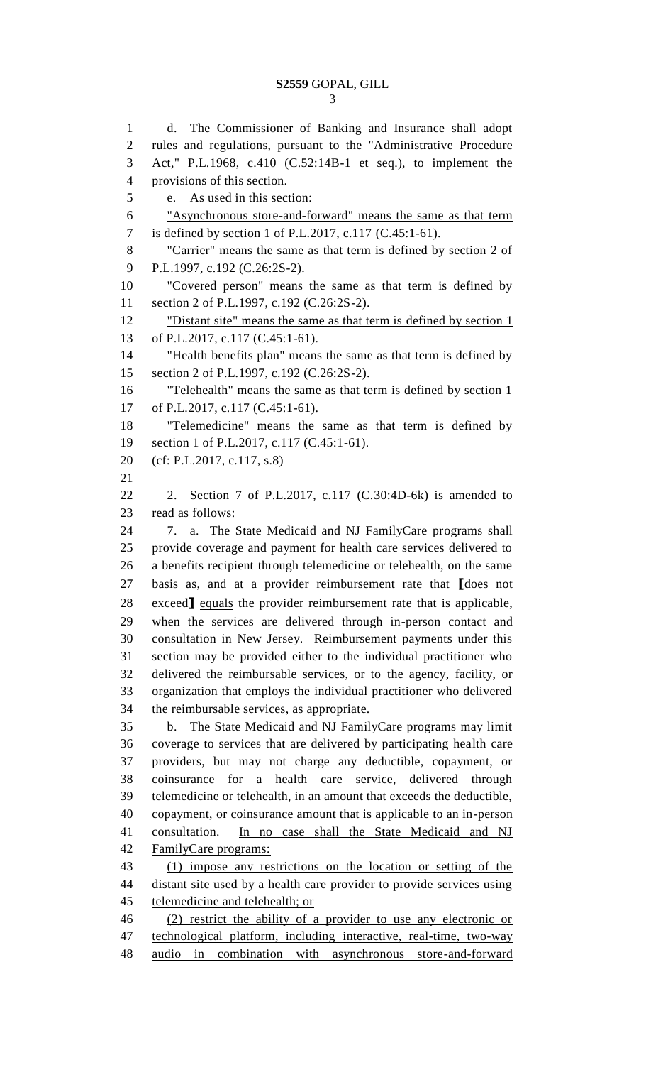d. The Commissioner of Banking and Insurance shall adopt rules and regulations, pursuant to the "Administrative Procedure Act," P.L.1968, c.410 (C.52:14B-1 et seq.), to implement the provisions of this section.

e. As used in this section:

<u>"Asynchronous store-and-forward" means the same as that term is defined by section 1 of P.L.2017, c.117 (C.45:1-61).</u>

"Carrier" means the same as that term is defined by section 2 of P.L.1997, c.192 (C.26:2S-2).

"Covered person" means the same as that term is defined by section 2 of P.L.1997, c.192 (C.26:2S-2).

<u>"Distant site" means the same as that term is defined by section 1 of P.L.2017, c.117 (C.45:1-61).</u>

"Health benefits plan" means the same as that term is defined by section 2 of P.L.1997, c.192 (C.26:2S-2).

"Telehealth" means the same as that term is defined by section 1 of P.L.2017, c.117 (C.45:1-61).

"Telemedicine" means the same as that term is defined by section 1 of P.L.2017, c.117 (C.45:1-61).

(cf: P.L.2017, c.117, s.8)

2. Section 7 of P.L.2017, c.117 (C.30:4D-6k) is amended to read as follows:

7. a. The State Medicaid and NJ FamilyCare programs shall provide coverage and payment for health care services delivered to a benefits recipient through telemedicine or telehealth, on the same basis as, and at a provider reimbursement rate that [does not exceed] <u>equals</u> the provider reimbursement rate that is applicable, when the services are delivered through in-person contact and consultation in New Jersey. Reimbursement payments under this section may be provided either to the individual practitioner who delivered the reimbursable services, or to the agency, facility, or organization that employs the individual practitioner who delivered the reimbursable services, as appropriate.

b. The State Medicaid and NJ FamilyCare programs may limit coverage to services that are delivered by participating health care providers, but may not charge any deductible, copayment, or coinsurance for a health care service, delivered through telemedicine or telehealth, in an amount that exceeds the deductible, copayment, or coinsurance amount that is applicable to an in-person consultation. <u>In no case shall the State Medicaid and NJ FamilyCare programs:</u>

<u>(1) impose any restrictions on the location or setting of the distant site used by a health care provider to provide services using telemedicine and telehealth; or</u>

<u>(2) restrict the ability of a provider to use any electronic or technological platform, including interactive, real-time, two-way audio in combination with asynchronous store-and-forward</u>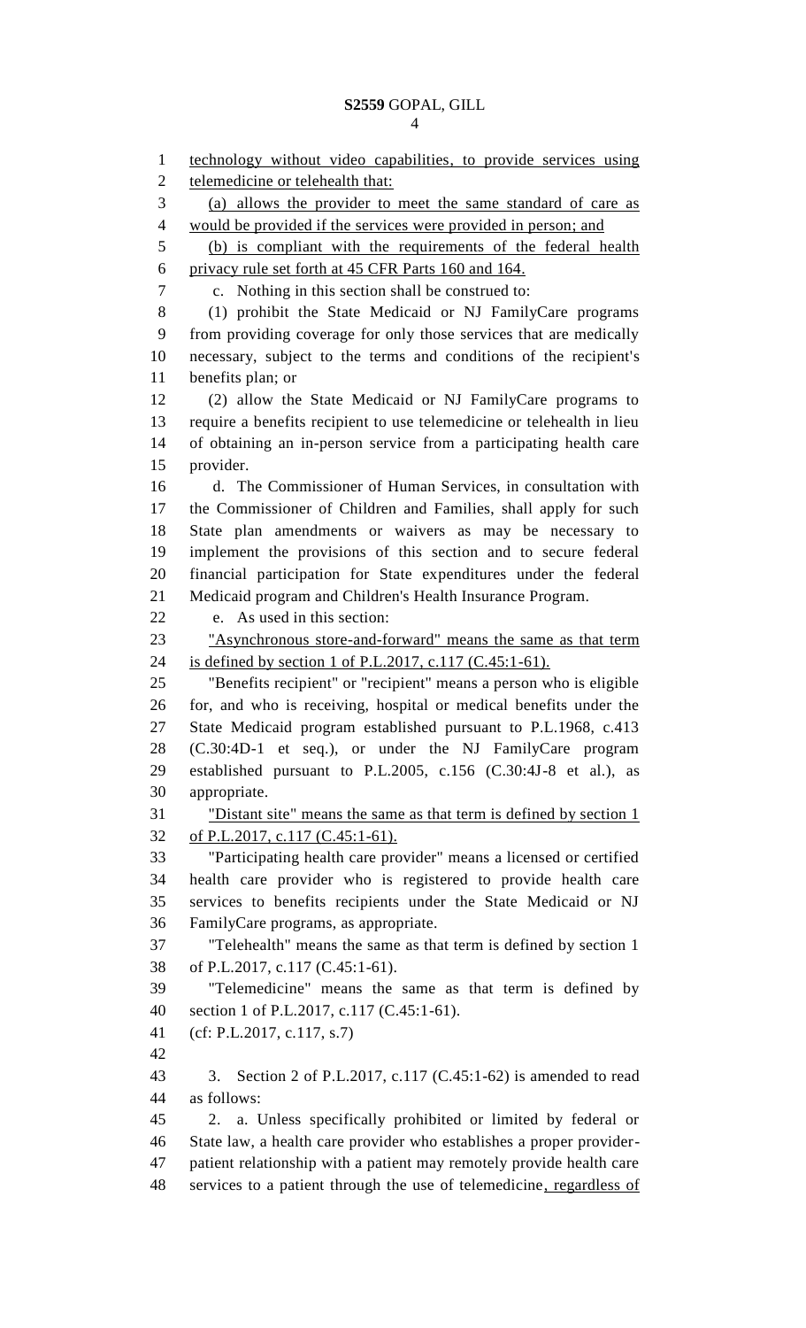technology without video capabilities, to provide services using telemedicine or telehealth that:

(a) allows the provider to meet the same standard of care as would be provided if the services were provided in person; and

(b) is compliant with the requirements of the federal health privacy rule set forth at 45 CFR Parts 160 and 164.

c. Nothing in this section shall be construed to:

(1) prohibit the State Medicaid or NJ FamilyCare programs from providing coverage for only those services that are medically necessary, subject to the terms and conditions of the recipient's benefits plan; or

(2) allow the State Medicaid or NJ FamilyCare programs to require a benefits recipient to use telemedicine or telehealth in lieu of obtaining an in-person service from a participating health care provider.

d. The Commissioner of Human Services, in consultation with the Commissioner of Children and Families, shall apply for such State plan amendments or waivers as may be necessary to implement the provisions of this section and to secure federal financial participation for State expenditures under the federal Medicaid program and Children's Health Insurance Program.

e. As used in this section:

"Asynchronous store-and-forward" means the same as that term is defined by section 1 of P.L.2017, c.117 (C.45:1-61).

"Benefits recipient" or "recipient" means a person who is eligible for, and who is receiving, hospital or medical benefits under the State Medicaid program established pursuant to P.L.1968, c.413 (C.30:4D-1 et seq.), or under the NJ FamilyCare program established pursuant to P.L.2005, c.156 (C.30:4J-8 et al.), as appropriate.

"Distant site" means the same as that term is defined by section 1 of P.L.2017, c.117 (C.45:1-61).

"Participating health care provider" means a licensed or certified health care provider who is registered to provide health care services to benefits recipients under the State Medicaid or NJ FamilyCare programs, as appropriate.

"Telehealth" means the same as that term is defined by section 1 of P.L.2017, c.117 (C.45:1-61).

"Telemedicine" means the same as that term is defined by section 1 of P.L.2017, c.117 (C.45:1-61).

(cf: P.L.2017, c.117, s.7)

3. Section 2 of P.L.2017, c.117 (C.45:1-62) is amended to read as follows:

2. a. Unless specifically prohibited or limited by federal or State law, a health care provider who establishes a proper provider-patient relationship with a patient may remotely provide health care services to a patient through the use of telemedicine, regardless of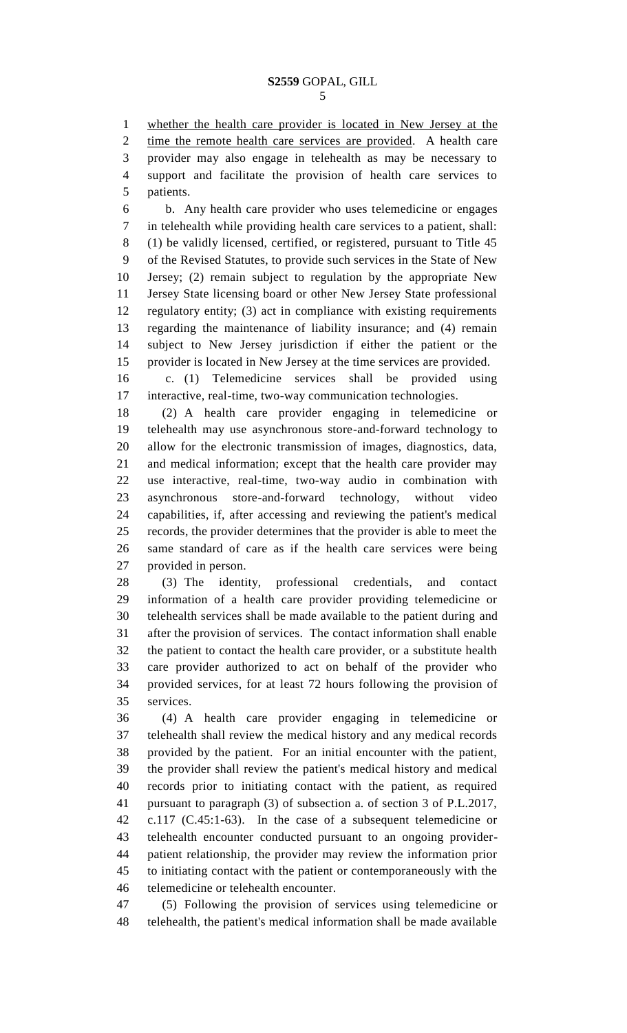whether the health care provider is located in New Jersey at the time the remote health care services are provided. A health care provider may also engage in telehealth as may be necessary to support and facilitate the provision of health care services to patients.

b. Any health care provider who uses telemedicine or engages in telehealth while providing health care services to a patient, shall: (1) be validly licensed, certified, or registered, pursuant to Title 45 of the Revised Statutes, to provide such services in the State of New Jersey; (2) remain subject to regulation by the appropriate New Jersey State licensing board or other New Jersey State professional regulatory entity; (3) act in compliance with existing requirements regarding the maintenance of liability insurance; and (4) remain subject to New Jersey jurisdiction if either the patient or the provider is located in New Jersey at the time services are provided.

c. (1) Telemedicine services shall be provided using interactive, real-time, two-way communication technologies.

(2) A health care provider engaging in telemedicine or telehealth may use asynchronous store-and-forward technology to allow for the electronic transmission of images, diagnostics, data, and medical information; except that the health care provider may use interactive, real-time, two-way audio in combination with asynchronous store-and-forward technology, without video capabilities, if, after accessing and reviewing the patient's medical records, the provider determines that the provider is able to meet the same standard of care as if the health care services were being provided in person.

(3) The identity, professional credentials, and contact information of a health care provider providing telemedicine or telehealth services shall be made available to the patient during and after the provision of services. The contact information shall enable the patient to contact the health care provider, or a substitute health care provider authorized to act on behalf of the provider who provided services, for at least 72 hours following the provision of services.

(4) A health care provider engaging in telemedicine or telehealth shall review the medical history and any medical records provided by the patient. For an initial encounter with the patient, the provider shall review the patient's medical history and medical records prior to initiating contact with the patient, as required pursuant to paragraph (3) of subsection a. of section 3 of P.L.2017, c.117 (C.45:1-63). In the case of a subsequent telemedicine or telehealth encounter conducted pursuant to an ongoing provider-patient relationship, the provider may review the information prior to initiating contact with the patient or contemporaneously with the telemedicine or telehealth encounter.

(5) Following the provision of services using telemedicine or telehealth, the patient's medical information shall be made available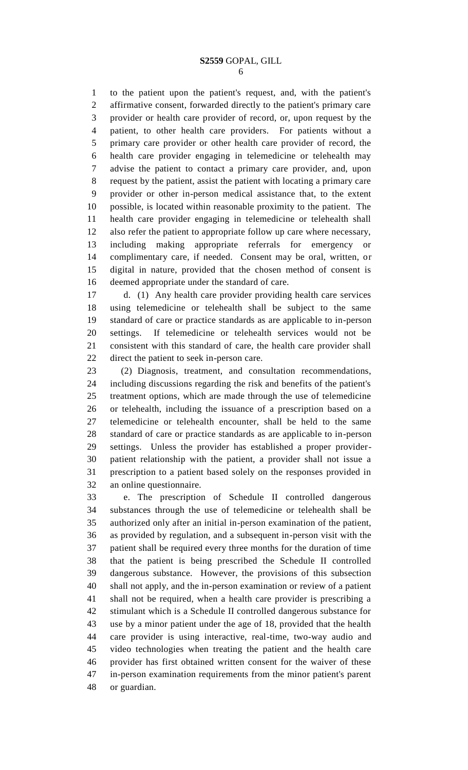to the patient upon the patient's request, and, with the patient's affirmative consent, forwarded directly to the patient's primary care provider or health care provider of record, or, upon request by the patient, to other health care providers. For patients without a primary care provider or other health care provider of record, the health care provider engaging in telemedicine or telehealth may advise the patient to contact a primary care provider, and, upon request by the patient, assist the patient with locating a primary care provider or other in-person medical assistance that, to the extent possible, is located within reasonable proximity to the patient. The health care provider engaging in telemedicine or telehealth shall also refer the patient to appropriate follow up care where necessary, including making appropriate referrals for emergency or complimentary care, if needed. Consent may be oral, written, or digital in nature, provided that the chosen method of consent is deemed appropriate under the standard of care.

d. (1) Any health care provider providing health care services using telemedicine or telehealth shall be subject to the same standard of care or practice standards as are applicable to in-person settings. If telemedicine or telehealth services would not be consistent with this standard of care, the health care provider shall direct the patient to seek in-person care.

(2) Diagnosis, treatment, and consultation recommendations, including discussions regarding the risk and benefits of the patient's treatment options, which are made through the use of telemedicine or telehealth, including the issuance of a prescription based on a telemedicine or telehealth encounter, shall be held to the same standard of care or practice standards as are applicable to in-person settings. Unless the provider has established a proper provider-patient relationship with the patient, a provider shall not issue a prescription to a patient based solely on the responses provided in an online questionnaire.

e. The prescription of Schedule II controlled dangerous substances through the use of telemedicine or telehealth shall be authorized only after an initial in-person examination of the patient, as provided by regulation, and a subsequent in-person visit with the patient shall be required every three months for the duration of time that the patient is being prescribed the Schedule II controlled dangerous substance. However, the provisions of this subsection shall not apply, and the in-person examination or review of a patient shall not be required, when a health care provider is prescribing a stimulant which is a Schedule II controlled dangerous substance for use by a minor patient under the age of 18, provided that the health care provider is using interactive, real-time, two-way audio and video technologies when treating the patient and the health care provider has first obtained written consent for the waiver of these in-person examination requirements from the minor patient's parent or guardian.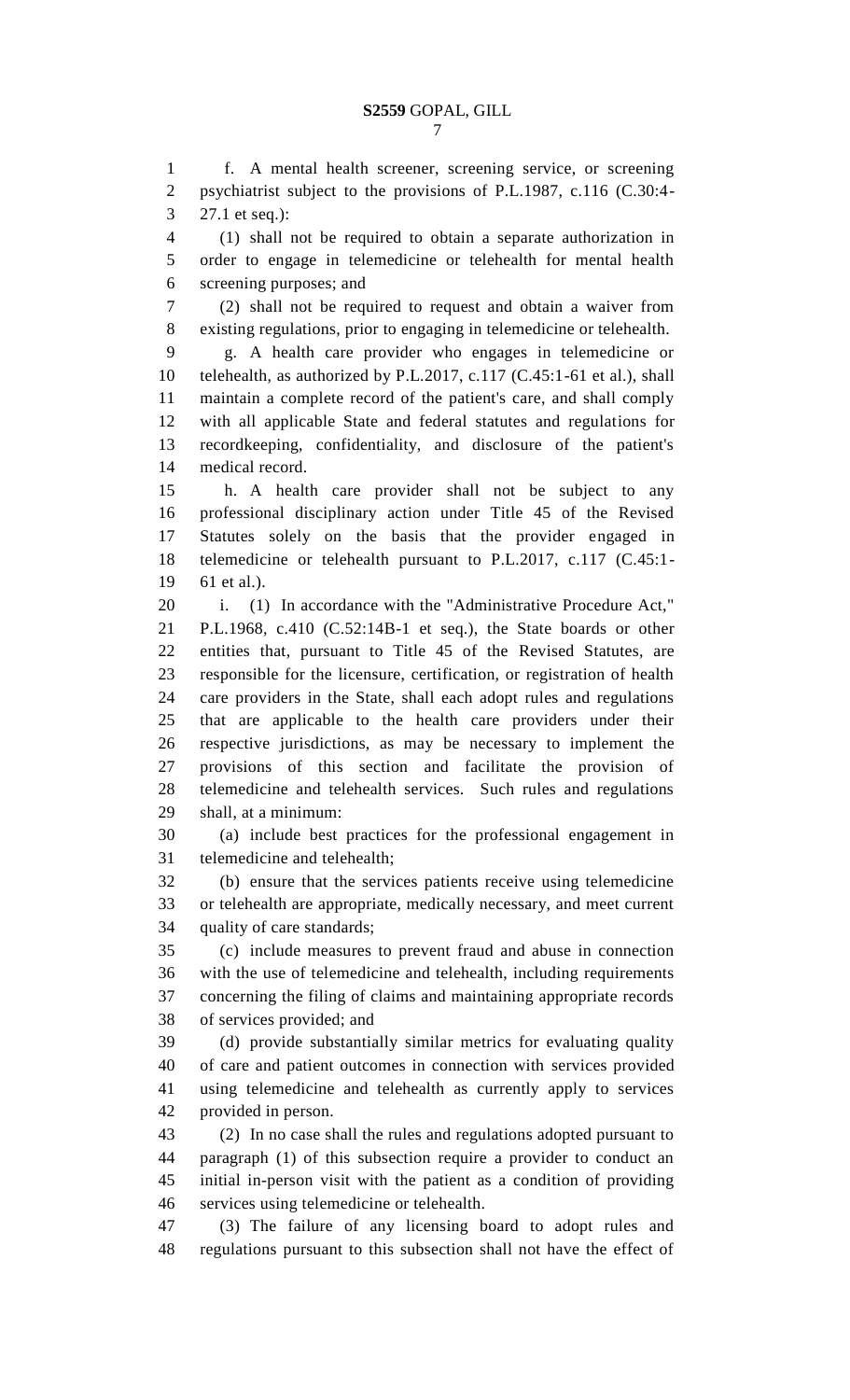f. A mental health screener, screening service, or screening psychiatrist subject to the provisions of P.L.1987, c.116 (C.30:4-27.1 et seq.):

(1) shall not be required to obtain a separate authorization in order to engage in telemedicine or telehealth for mental health screening purposes; and

(2) shall not be required to request and obtain a waiver from existing regulations, prior to engaging in telemedicine or telehealth.

g. A health care provider who engages in telemedicine or telehealth, as authorized by P.L.2017, c.117 (C.45:1-61 et al.), shall maintain a complete record of the patient's care, and shall comply with all applicable State and federal statutes and regulations for recordkeeping, confidentiality, and disclosure of the patient's medical record.

h. A health care provider shall not be subject to any professional disciplinary action under Title 45 of the Revised Statutes solely on the basis that the provider engaged in telemedicine or telehealth pursuant to P.L.2017, c.117 (C.45:1-61 et al.).

i. (1) In accordance with the "Administrative Procedure Act," P.L.1968, c.410 (C.52:14B-1 et seq.), the State boards or other entities that, pursuant to Title 45 of the Revised Statutes, are responsible for the licensure, certification, or registration of health care providers in the State, shall each adopt rules and regulations that are applicable to the health care providers under their respective jurisdictions, as may be necessary to implement the provisions of this section and facilitate the provision of telemedicine and telehealth services. Such rules and regulations shall, at a minimum:

(a) include best practices for the professional engagement in telemedicine and telehealth;

(b) ensure that the services patients receive using telemedicine or telehealth are appropriate, medically necessary, and meet current quality of care standards;

(c) include measures to prevent fraud and abuse in connection with the use of telemedicine and telehealth, including requirements concerning the filing of claims and maintaining appropriate records of services provided; and

(d) provide substantially similar metrics for evaluating quality of care and patient outcomes in connection with services provided using telemedicine and telehealth as currently apply to services provided in person.

(2) In no case shall the rules and regulations adopted pursuant to paragraph (1) of this subsection require a provider to conduct an initial in-person visit with the patient as a condition of providing services using telemedicine or telehealth.

(3) The failure of any licensing board to adopt rules and regulations pursuant to this subsection shall not have the effect of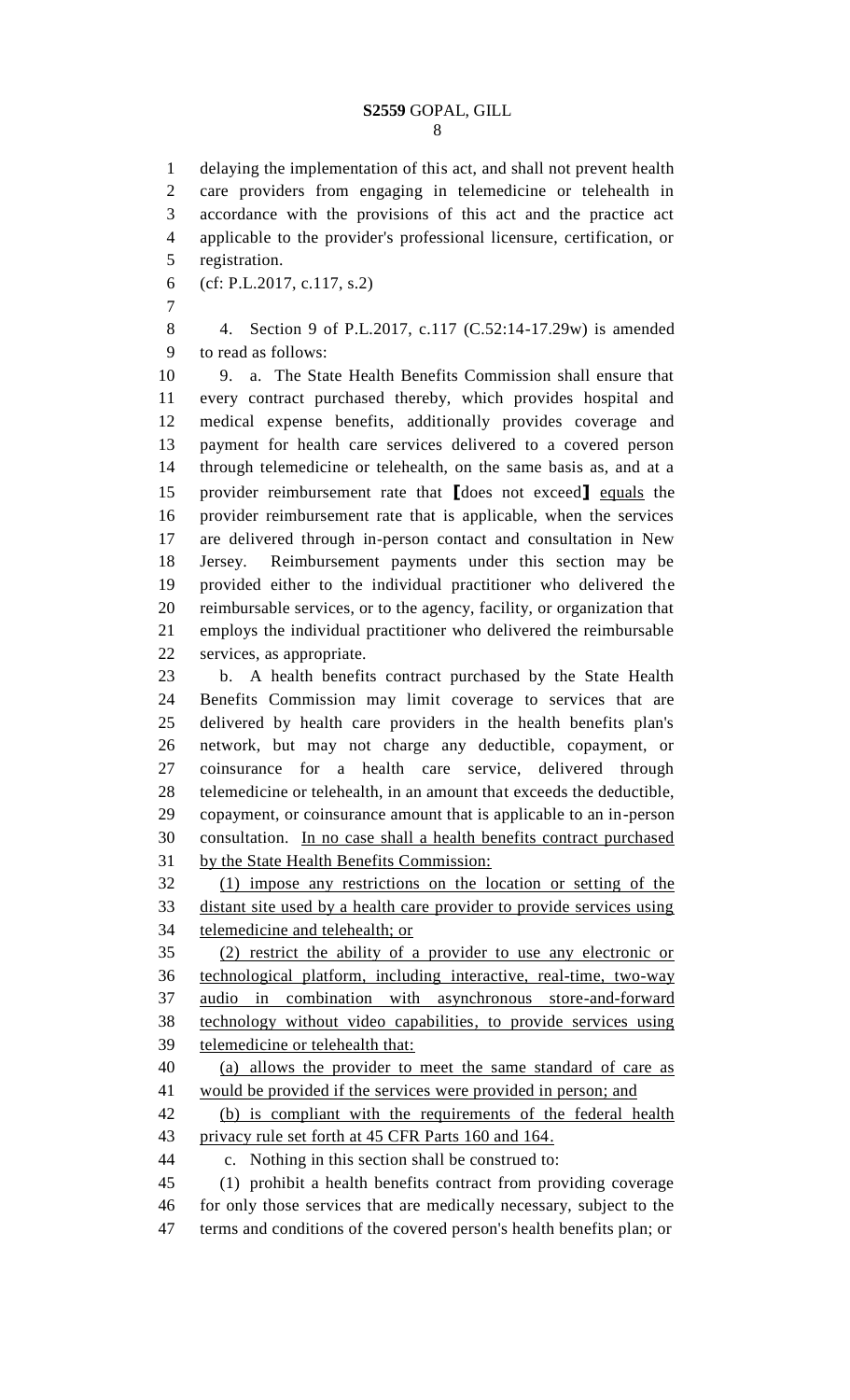delaying the implementation of this act, and shall not prevent health care providers from engaging in telemedicine or telehealth in accordance with the provisions of this act and the practice act applicable to the provider's professional licensure, certification, or registration.

(cf: P.L.2017, c.117, s.2)

4. Section 9 of P.L.2017, c.117 (C.52:14-17.29w) is amended to read as follows:

9. a. The State Health Benefits Commission shall ensure that every contract purchased thereby, which provides hospital and medical expense benefits, additionally provides coverage and payment for health care services delivered to a covered person through telemedicine or telehealth, on the same basis as, and at a provider reimbursement rate that [does not exceed] <u>equals</u> the provider reimbursement rate that is applicable, when the services are delivered through in-person contact and consultation in New Jersey. Reimbursement payments under this section may be provided either to the individual practitioner who delivered the reimbursable services, or to the agency, facility, or organization that employs the individual practitioner who delivered the reimbursable services, as appropriate.

b. A health benefits contract purchased by the State Health Benefits Commission may limit coverage to services that are delivered by health care providers in the health benefits plan's network, but may not charge any deductible, copayment, or coinsurance for a health care service, delivered through telemedicine or telehealth, in an amount that exceeds the deductible, copayment, or coinsurance amount that is applicable to an in-person consultation. <u>In no case shall a health benefits contract purchased by the State Health Benefits Commission:</u>

<u>(1) impose any restrictions on the location or setting of the distant site used by a health care provider to provide services using telemedicine and telehealth; or</u>

<u>(2) restrict the ability of a provider to use any electronic or technological platform, including interactive, real-time, two-way audio in combination with asynchronous store-and-forward technology without video capabilities, to provide services using telemedicine or telehealth that:</u>

<u>(a) allows the provider to meet the same standard of care as would be provided if the services were provided in person; and</u>

<u>(b) is compliant with the requirements of the federal health privacy rule set forth at 45 CFR Parts 160 and 164.</u>

c. Nothing in this section shall be construed to:

(1) prohibit a health benefits contract from providing coverage for only those services that are medically necessary, subject to the terms and conditions of the covered person's health benefits plan; or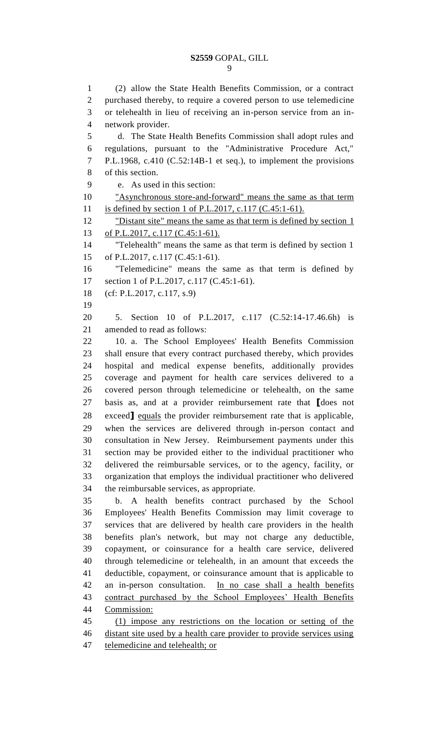(2) allow the State Health Benefits Commission, or a contract purchased thereby, to require a covered person to use telemedicine or telehealth in lieu of receiving an in-person service from an in-network provider.

d. The State Health Benefits Commission shall adopt rules and regulations, pursuant to the "Administrative Procedure Act," P.L.1968, c.410 (C.52:14B-1 et seq.), to implement the provisions of this section.

e. As used in this section:

<u>"Asynchronous store-and-forward" means the same as that term is defined by section 1 of P.L.2017, c.117 (C.45:1-61).</u>

<u>"Distant site" means the same as that term is defined by section 1 of P.L.2017, c.117 (C.45:1-61).</u>

"Telehealth" means the same as that term is defined by section 1 of P.L.2017, c.117 (C.45:1-61).

"Telemedicine" means the same as that term is defined by section 1 of P.L.2017, c.117 (C.45:1-61).

(cf: P.L.2017, c.117, s.9)

5. Section 10 of P.L.2017, c.117 (C.52:14-17.46.6h) is amended to read as follows:

10. a. The School Employees' Health Benefits Commission shall ensure that every contract purchased thereby, which provides hospital and medical expense benefits, additionally provides coverage and payment for health care services delivered to a covered person through telemedicine or telehealth, on the same basis as, and at a provider reimbursement rate that **[**does not exceed**]** <u>equals</u> the provider reimbursement rate that is applicable, when the services are delivered through in-person contact and consultation in New Jersey. Reimbursement payments under this section may be provided either to the individual practitioner who delivered the reimbursable services, or to the agency, facility, or organization that employs the individual practitioner who delivered the reimbursable services, as appropriate.

b. A health benefits contract purchased by the School Employees' Health Benefits Commission may limit coverage to services that are delivered by health care providers in the health benefits plan's network, but may not charge any deductible, copayment, or coinsurance for a health care service, delivered through telemedicine or telehealth, in an amount that exceeds the deductible, copayment, or coinsurance amount that is applicable to an in-person consultation. <u>In no case shall a health benefits contract purchased by the School Employees' Health Benefits Commission:</u>

<u>(1) impose any restrictions on the location or setting of the distant site used by a health care provider to provide services using telemedicine and telehealth; or</u>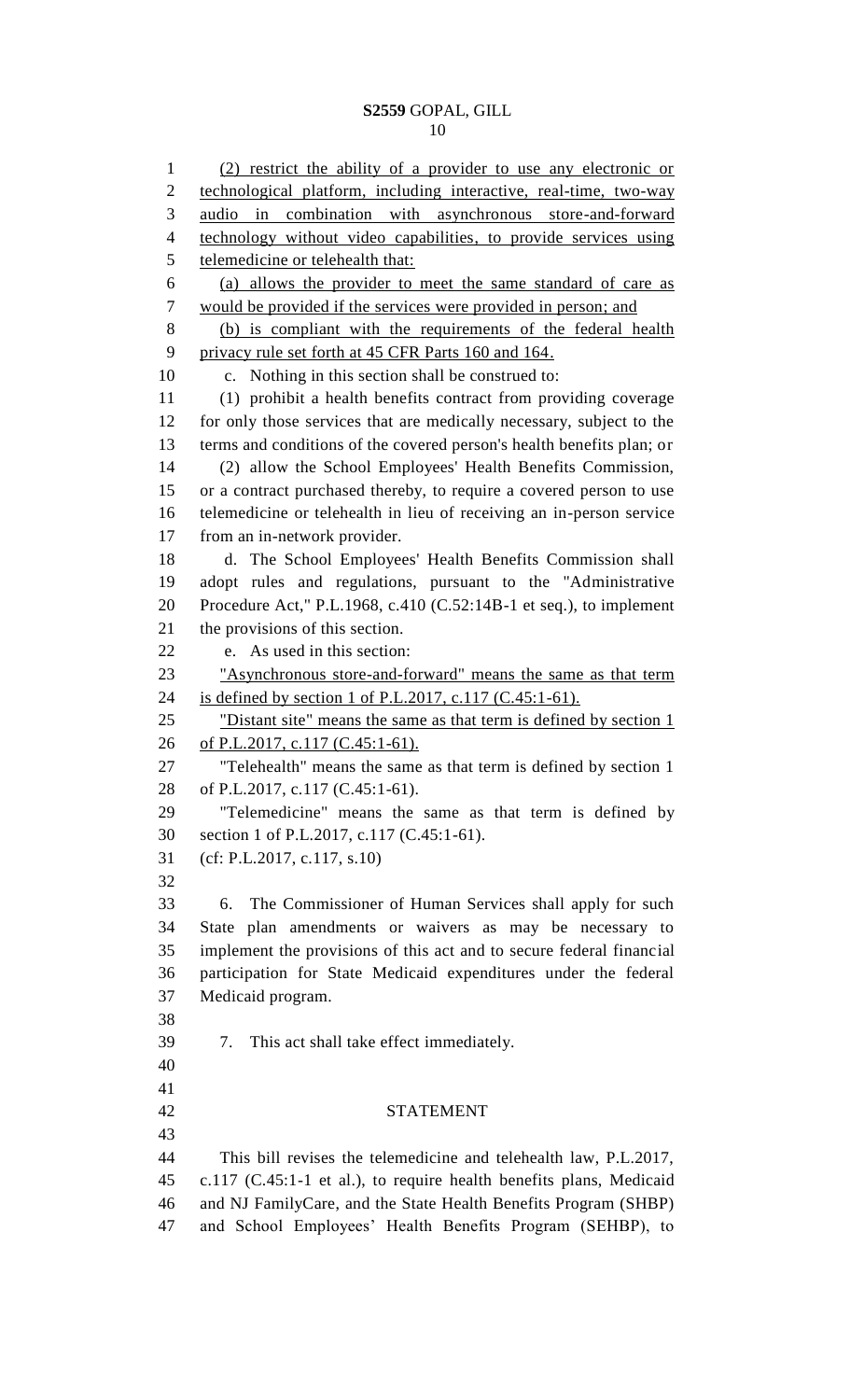(2) restrict the ability of a provider to use any electronic or technological platform, including interactive, real-time, two-way audio in combination with asynchronous store-and-forward technology without video capabilities, to provide services using telemedicine or telehealth that:

(a) allows the provider to meet the same standard of care as would be provided if the services were provided in person; and

(b) is compliant with the requirements of the federal health privacy rule set forth at 45 CFR Parts 160 and 164.

c. Nothing in this section shall be construed to:

(1) prohibit a health benefits contract from providing coverage for only those services that are medically necessary, subject to the terms and conditions of the covered person's health benefits plan; or

(2) allow the School Employees' Health Benefits Commission, or a contract purchased thereby, to require a covered person to use telemedicine or telehealth in lieu of receiving an in-person service from an in-network provider.

d. The School Employees' Health Benefits Commission shall adopt rules and regulations, pursuant to the "Administrative Procedure Act," P.L.1968, c.410 (C.52:14B-1 et seq.), to implement the provisions of this section.

e. As used in this section:

"Asynchronous store-and-forward" means the same as that term is defined by section 1 of P.L.2017, c.117 (C.45:1-61).

"Distant site" means the same as that term is defined by section 1 of P.L.2017, c.117 (C.45:1-61).

"Telehealth" means the same as that term is defined by section 1 of P.L.2017, c.117 (C.45:1-61).

"Telemedicine" means the same as that term is defined by section 1 of P.L.2017, c.117 (C.45:1-61).

(cf: P.L.2017, c.117, s.10)

6. The Commissioner of Human Services shall apply for such State plan amendments or waivers as may be necessary to implement the provisions of this act and to secure federal financial participation for State Medicaid expenditures under the federal Medicaid program.

7. This act shall take effect immediately.

## STATEMENT

This bill revises the telemedicine and telehealth law, P.L.2017, c.117 (C.45:1-1 et al.), to require health benefits plans, Medicaid and NJ FamilyCare, and the State Health Benefits Program (SHBP) and School Employees' Health Benefits Program (SEHBP), to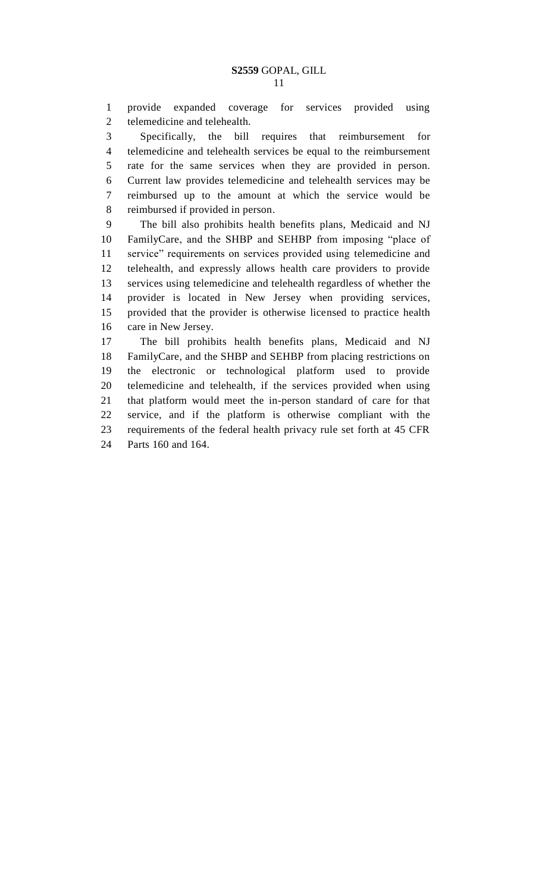provide expanded coverage for services provided using telemedicine and telehealth.

Specifically, the bill requires that reimbursement for telemedicine and telehealth services be equal to the reimbursement rate for the same services when they are provided in person. Current law provides telemedicine and telehealth services may be reimbursed up to the amount at which the service would be reimbursed if provided in person.

The bill also prohibits health benefits plans, Medicaid and NJ FamilyCare, and the SHBP and SEHBP from imposing "place of service" requirements on services provided using telemedicine and telehealth, and expressly allows health care providers to provide services using telemedicine and telehealth regardless of whether the provider is located in New Jersey when providing services, provided that the provider is otherwise licensed to practice health care in New Jersey.

The bill prohibits health benefits plans, Medicaid and NJ FamilyCare, and the SHBP and SEHBP from placing restrictions on the electronic or technological platform used to provide telemedicine and telehealth, if the services provided when using that platform would meet the in-person standard of care for that service, and if the platform is otherwise compliant with the requirements of the federal health privacy rule set forth at 45 CFR Parts 160 and 164.